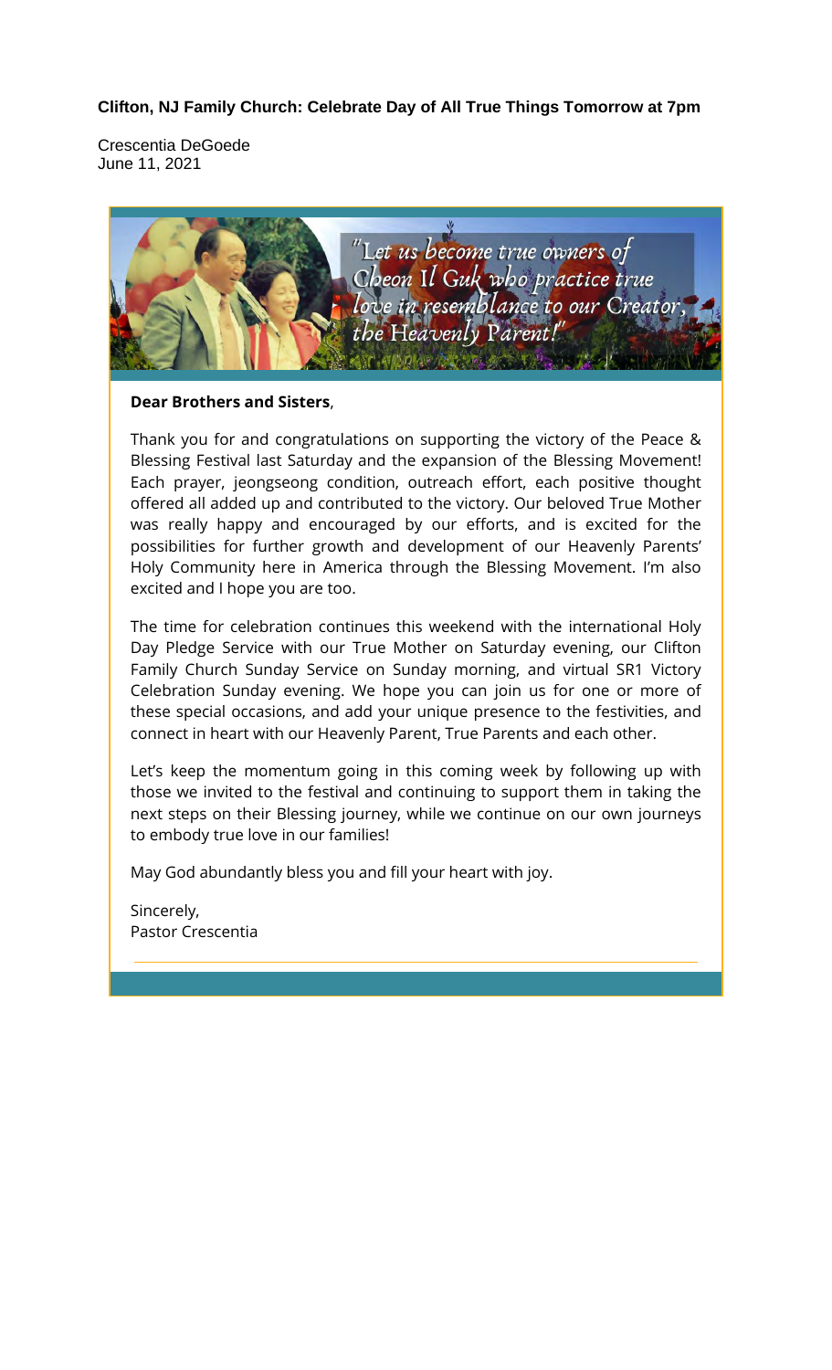**Clifton, NJ Family Church: Celebrate Day of All True Things Tomorrow at 7pm**

Crescentia DeGoede
June 11, 2021

"Let us become true owners of Cheon Il Guk who practice true love in resemblance to our Creator, the Heavenly Parent!"

**Dear Brothers and Sisters**,

Thank you for and congratulations on supporting the victory of the Peace & Blessing Festival last Saturday and the expansion of the Blessing Movement! Each prayer, jeongseong condition, outreach effort, each positive thought offered all added up and contributed to the victory. Our beloved True Mother was really happy and encouraged by our efforts, and is excited for the possibilities for further growth and development of our Heavenly Parents' Holy Community here in America through the Blessing Movement. I'm also excited and I hope you are too.

The time for celebration continues this weekend with the international Holy Day Pledge Service with our True Mother on Saturday evening, our Clifton Family Church Sunday Service on Sunday morning, and virtual SR1 Victory Celebration Sunday evening. We hope you can join us for one or more of these special occasions, and add your unique presence to the festivities, and connect in heart with our Heavenly Parent, True Parents and each other.

Let's keep the momentum going in this coming week by following up with those we invited to the festival and continuing to support them in taking the next steps on their Blessing journey, while we continue on our own journeys to embody true love in our families!

May God abundantly bless you and fill your heart with joy.

Sincerely,
Pastor Crescentia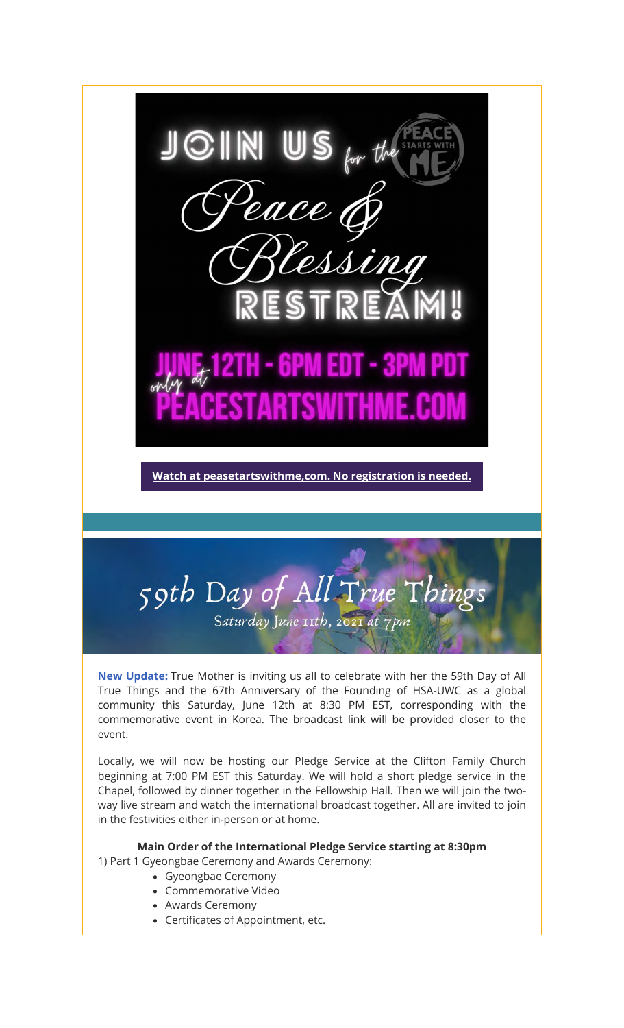JOIN US for the Peace & Blessing RESTREAM!

JUNE 12TH - 6PM EDT - 3PM PDT

only at PEACESTARTSWITHME.COM

**Watch at peasetartswithme,com. No registration is needed.**

---

## 59th Day of All True Things

Saturday June 11th, 2021 at 7pm

**New Update:** True Mother is inviting us all to celebrate with her the 59th Day of All True Things and the 67th Anniversary of the Founding of HSA-UWC as a global community this Saturday, June 12th at 8:30 PM EST, corresponding with the commemorative event in Korea. The broadcast link will be provided closer to the event.

Locally, we will now be hosting our Pledge Service at the Clifton Family Church beginning at 7:00 PM EST this Saturday. We will hold a short pledge service in the Chapel, followed by dinner together in the Fellowship Hall. Then we will join the two-way live stream and watch the international broadcast together. All are invited to join in the festivities either in-person or at home.

**Main Order of the International Pledge Service starting at 8:30pm**

1) Part 1 Gyeongbae Ceremony and Awards Ceremony:

- Gyeongbae Ceremony
- Commemorative Video
- Awards Ceremony
- Certificates of Appointment, etc.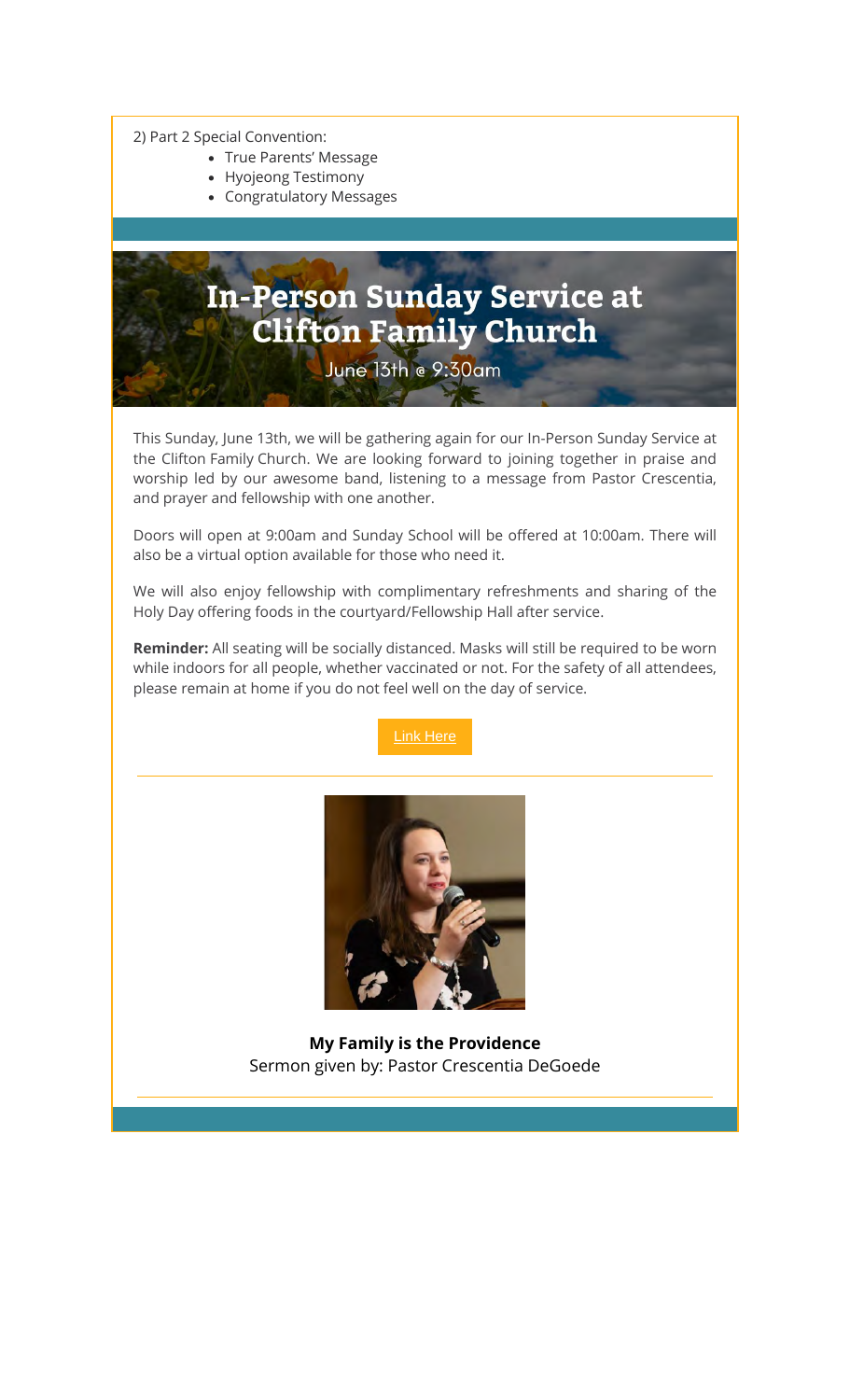2) Part 2 Special Convention:

- True Parents' Message
- Hyojeong Testimony
- Congratulatory Messages

# In-Person Sunday Service at Clifton Family Church

June 13th @ 9:30am

This Sunday, June 13th, we will be gathering again for our In-Person Sunday Service at the Clifton Family Church. We are looking forward to joining together in praise and worship led by our awesome band, listening to a message from Pastor Crescentia, and prayer and fellowship with one another.

Doors will open at 9:00am and Sunday School will be offered at 10:00am. There will also be a virtual option available for those who need it.

We will also enjoy fellowship with complimentary refreshments and sharing of the Holy Day offering foods in the courtyard/Fellowship Hall after service.

**Reminder:** All seating will be socially distanced. Masks will still be required to be worn while indoors for all people, whether vaccinated or not. For the safety of all attendees, please remain at home if you do not feel well on the day of service.

Link Here

---

**My Family is the Providence**
Sermon given by: Pastor Crescentia DeGoede

---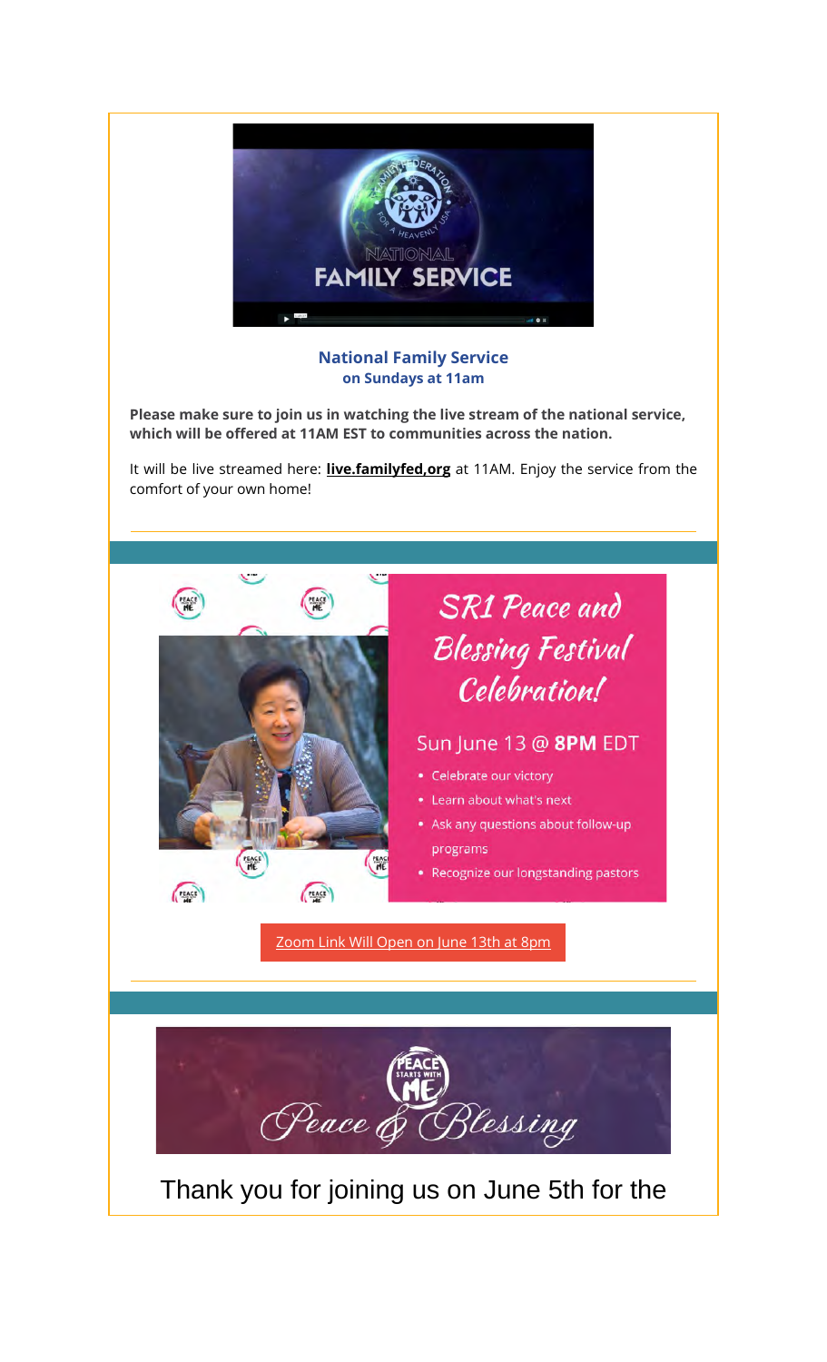**National Family Service**
**on Sundays at 11am**

**Please make sure to join us in watching the live stream of the national service, which will be offered at 11AM EST to communities across the nation.**

It will be live streamed here: **live.familyfed,org** at 11AM. Enjoy the service from the comfort of your own home!

---

## SR1 Peace and Blessing Festival Celebration!

Sun June 13 @ **8PM** EDT

- Celebrate our victory
- Learn about what's next
- Ask any questions about follow-up programs
- Recognize our longstanding pastors

Zoom Link Will Open on June 13th at 8pm

---

Peace & Blessing

Thank you for joining us on June 5th for the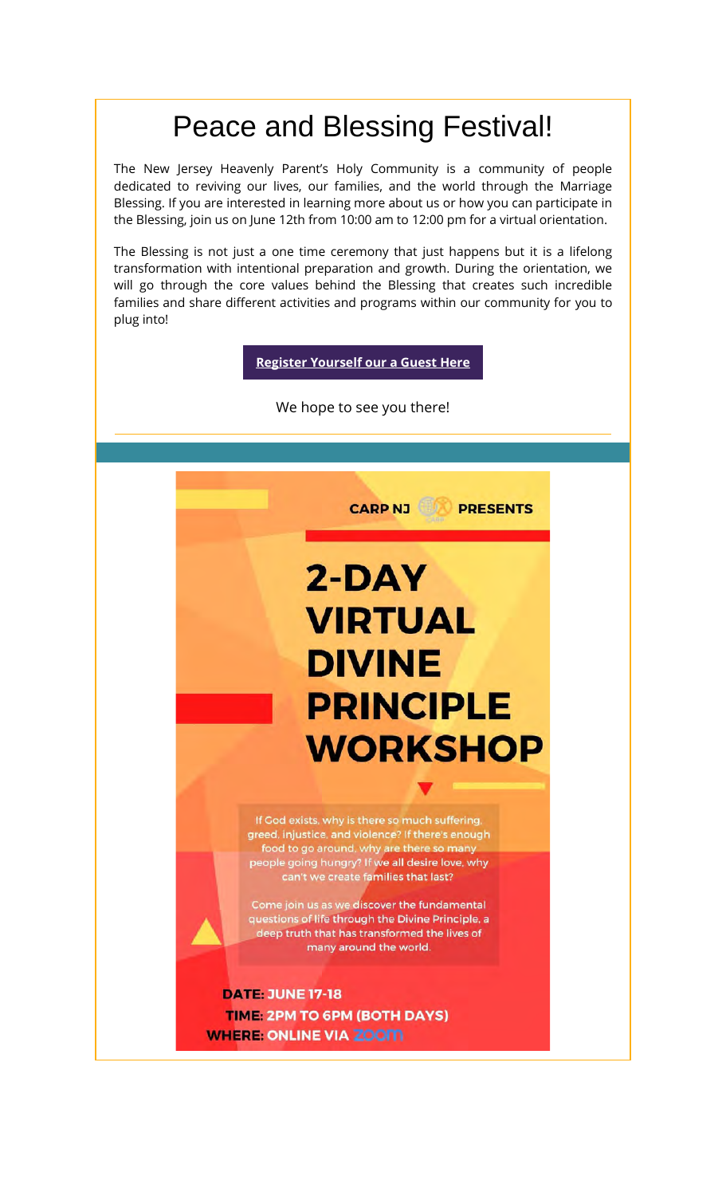# Peace and Blessing Festival!

The New Jersey Heavenly Parent's Holy Community is a community of people dedicated to reviving our lives, our families, and the world through the Marriage Blessing. If you are interested in learning more about us or how you can participate in the Blessing, join us on June 12th from 10:00 am to 12:00 pm for a virtual orientation.

The Blessing is not just a one time ceremony that just happens but it is a lifelong transformation with intentional preparation and growth. During the orientation, we will go through the core values behind the Blessing that creates such incredible families and share different activities and programs within our community for you to plug into!

**Register Yourself our a Guest Here**

We hope to see you there!

---

CARP NJ PRESENTS

# 2-DAY VIRTUAL DIVINE PRINCIPLE WORKSHOP

If God exists, why is there so much suffering, greed, injustice, and violence? If there's enough food to go around, why are there so many people going hungry? If we all desire love, why can't we create families that last?

Come join us as we discover the fundamental questions of life through the Divine Principle, a deep truth that has transformed the lives of many around the world.

**DATE:** JUNE 17-18
**TIME:** 2PM TO 6PM (BOTH DAYS)
**WHERE:** ONLINE VIA ZOOM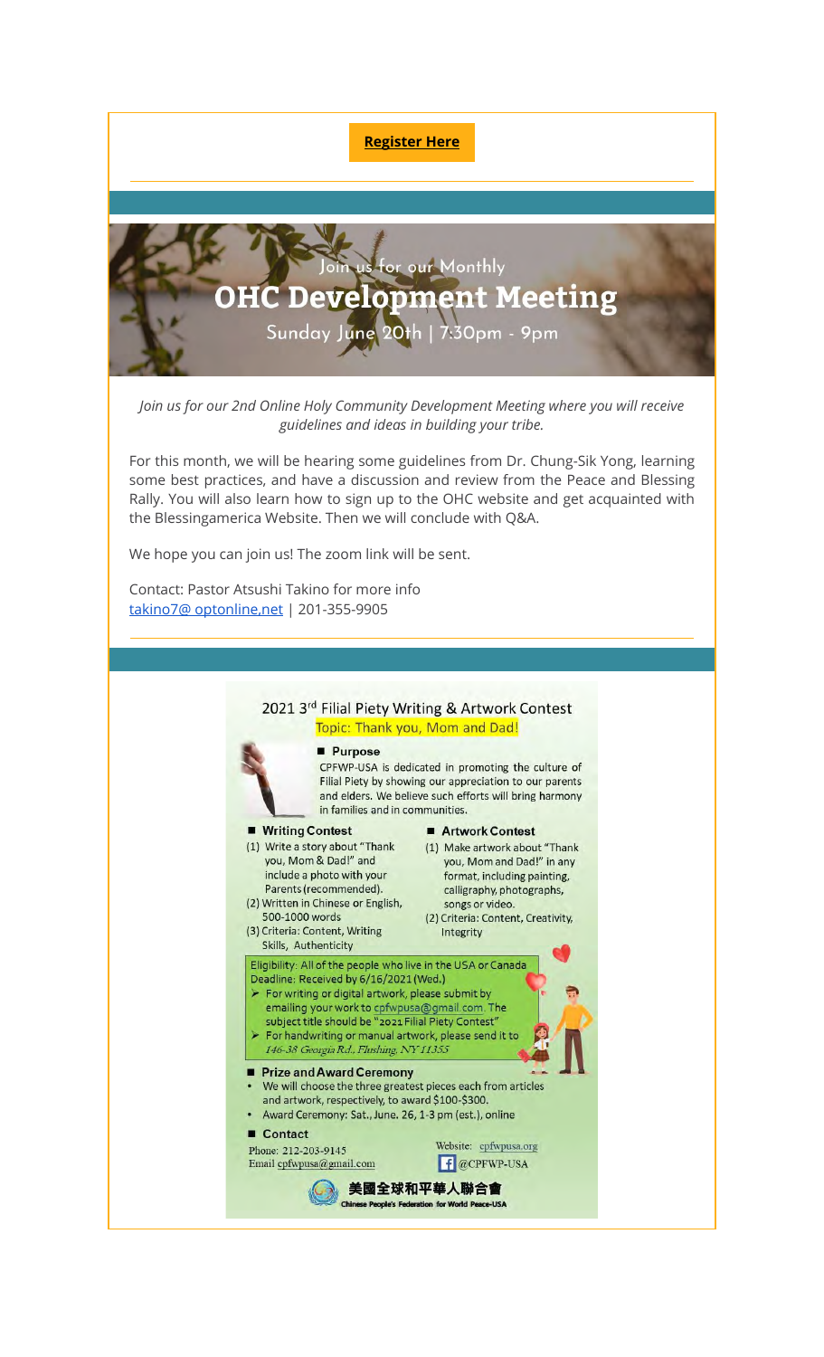**Register Here**

Join us for our Monthly

# OHC Development Meeting

Sunday June 20th | 7:30pm - 9pm

*Join us for our 2nd Online Holy Community Development Meeting where you will receive guidelines and ideas in building your tribe.*

For this month, we will be hearing some guidelines from Dr. Chung-Sik Yong, learning some best practices, and have a discussion and review from the Peace and Blessing Rally. You will also learn how to sign up to the OHC website and get acquainted with the Blessingamerica Website. Then we will conclude with Q&A.

We hope you can join us! The zoom link will be sent.

Contact: Pastor Atsushi Takino for more info
takino7@ optonline,net | 201-355-9905

---

## 2021 3rd Filial Piety Writing & Artwork Contest

Topic: Thank you, Mom and Dad!

### ■ Purpose

CPFWP-USA is dedicated in promoting the culture of Filial Piety by showing our appreciation to our parents and elders. We believe such efforts will bring harmony in families and in communities.

### ■ Writing Contest

(1) Write a story about "Thank you, Mom & Dad!" and include a photo with your Parents (recommended).
(2) Written in Chinese or English, 500-1000 words
(3) Criteria: Content, Writing Skills, Authenticity

### ■ Artwork Contest

(1) Make artwork about "Thank you, Mom and Dad!" in any format, including painting, calligraphy, photographs, songs or video.
(2) Criteria: Content, Creativity, Integrity

Eligibility: All of the people who live in the USA or Canada
Deadline: Received by 6/16/2021 (Wed.)

- For writing or digital artwork, please submit by emailing your work to cpfwpusa@gmail.com. The subject title should be "2021 Filial Piety Contest"
- For handwriting or manual artwork, please send it to *146-38 Georgia Rd., Flushing, NY 11355*

### ■ Prize and Award Ceremony

- We will choose the three greatest pieces each from articles and artwork, respectively, to award $100-$300.
- Award Ceremony: Sat., June. 26, 1-3 pm (est.), online

### ■ Contact

Phone: 212-203-9145
Email cpfwpusa@gmail.com

Website: cpfwpusa.org
@CPFWP-USA

美國全球和平華人聯合會
Chinese People's Federation for World Peace-USA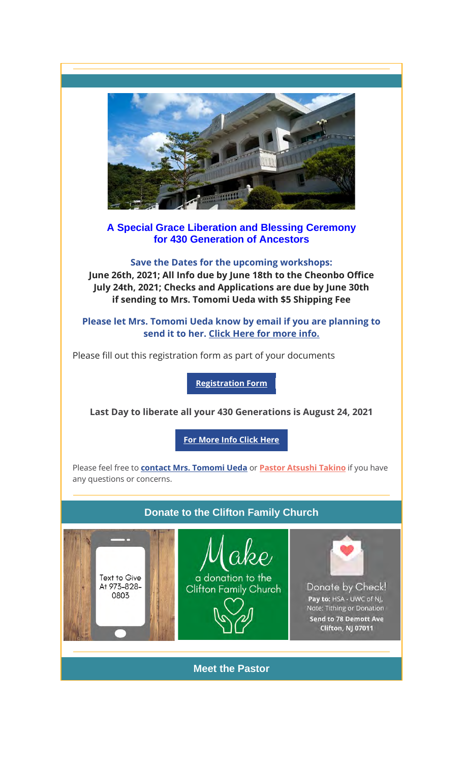### A Special Grace Liberation and Blessing Ceremony for 430 Generation of Ancestors

**Save the Dates for the upcoming workshops:**
**June 26th, 2021; All Info due by June 18th to the Cheonbo Office**
**July 24th, 2021; Checks and Applications are due by June 30th if sending to Mrs. Tomomi Ueda with $5 Shipping Fee**

**Please let Mrs. Tomomi Ueda know by email if you are planning to send it to her. Click Here for more info.**

Please fill out this registration form as part of your documents

**Registration Form**

**Last Day to liberate all your 430 Generations is August 24, 2021**

**For More Info Click Here**

Please feel free to **contact Mrs. Tomomi Ueda** or **Pastor Atsushi Takino** if you have any questions or concerns.

## Donate to the Clifton Family Church

Text to Give At 973-828-0803

Make a donation to the Clifton Family Church

Donate by Check!
**Pay to:** HSA - UWC of NJ,
Note: Tithing or Donation
**Send to 78 Demott Ave Clifton, NJ 07011**

## Meet the Pastor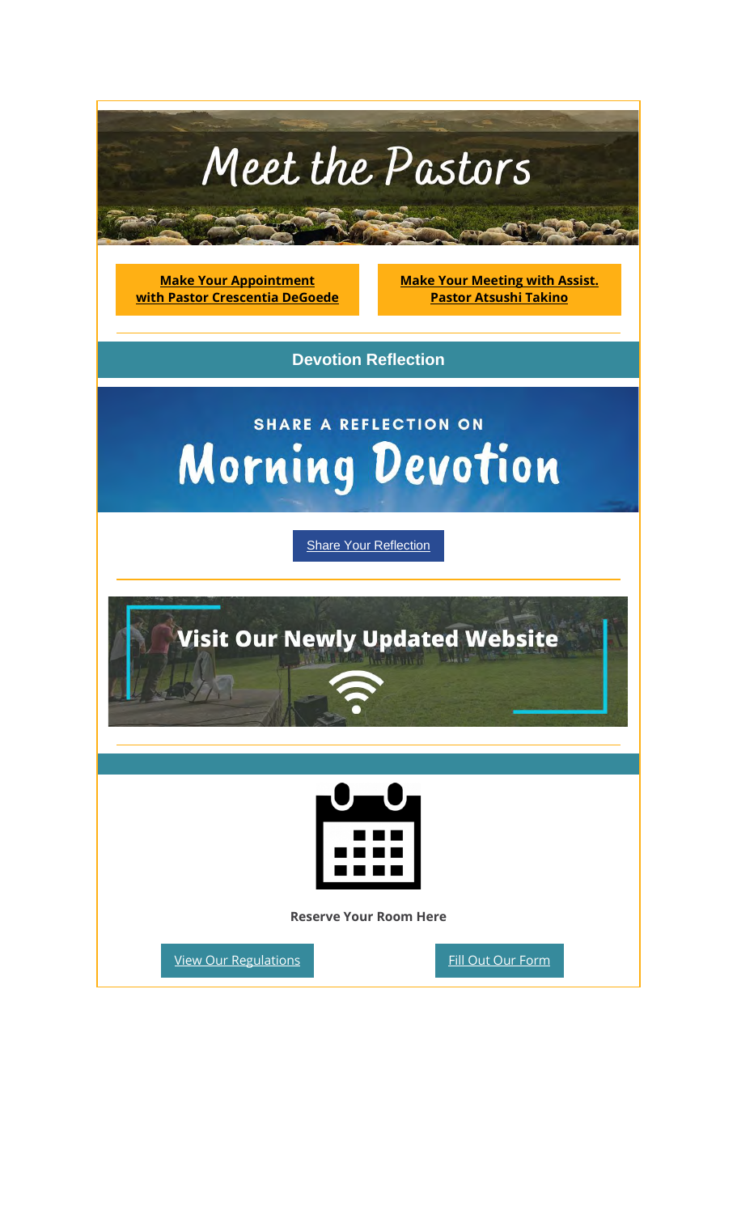# Meet the Pastors

**Make Your Appointment with Pastor Crescentia DeGoede**

**Make Your Meeting with Assist. Pastor Atsushi Takino**

---

## Devotion Reflection

SHARE A REFLECTION ON

# Morning Devotion

Share Your Reflection

---

## Visit Our Newly Updated Website

---

**Reserve Your Room Here**

View Our Regulations

Fill Out Our Form